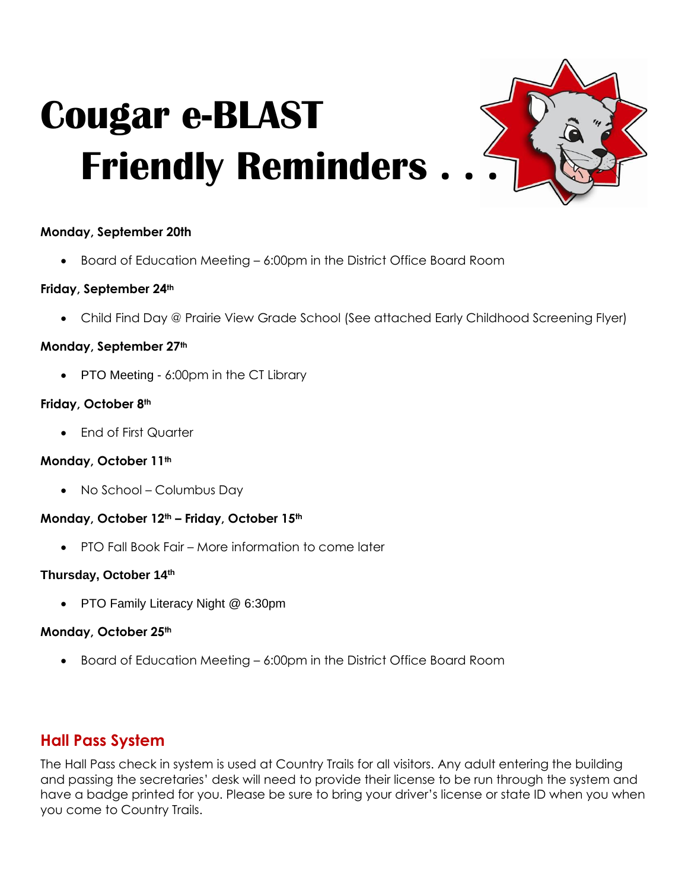# Cougar e-BLAST

# Friendly Reminders . . .

**Monday, September 20th**

- Board of Education Meeting – 6:00pm in the District Office Board Room

**Friday, September 24th**

- Child Find Day @ Prairie View Grade School (See attached Early Childhood Screening Flyer)

**Monday, September 27th**

- PTO Meeting - 6:00pm in the CT Library

**Friday, October 8th**

- End of First Quarter

**Monday, October 11th**

- No School – Columbus Day

**Monday, October 12th – Friday, October 15th**

- PTO Fall Book Fair – More information to come later

**Thursday, October 14th**

- PTO Family Literacy Night @ 6:30pm

**Monday, October 25th**

- Board of Education Meeting – 6:00pm in the District Office Board Room

## Hall Pass System

The Hall Pass check in system is used at Country Trails for all visitors. Any adult entering the building and passing the secretaries' desk will need to provide their license to be run through the system and have a badge printed for you. Please be sure to bring your driver's license or state ID when you when you come to Country Trails.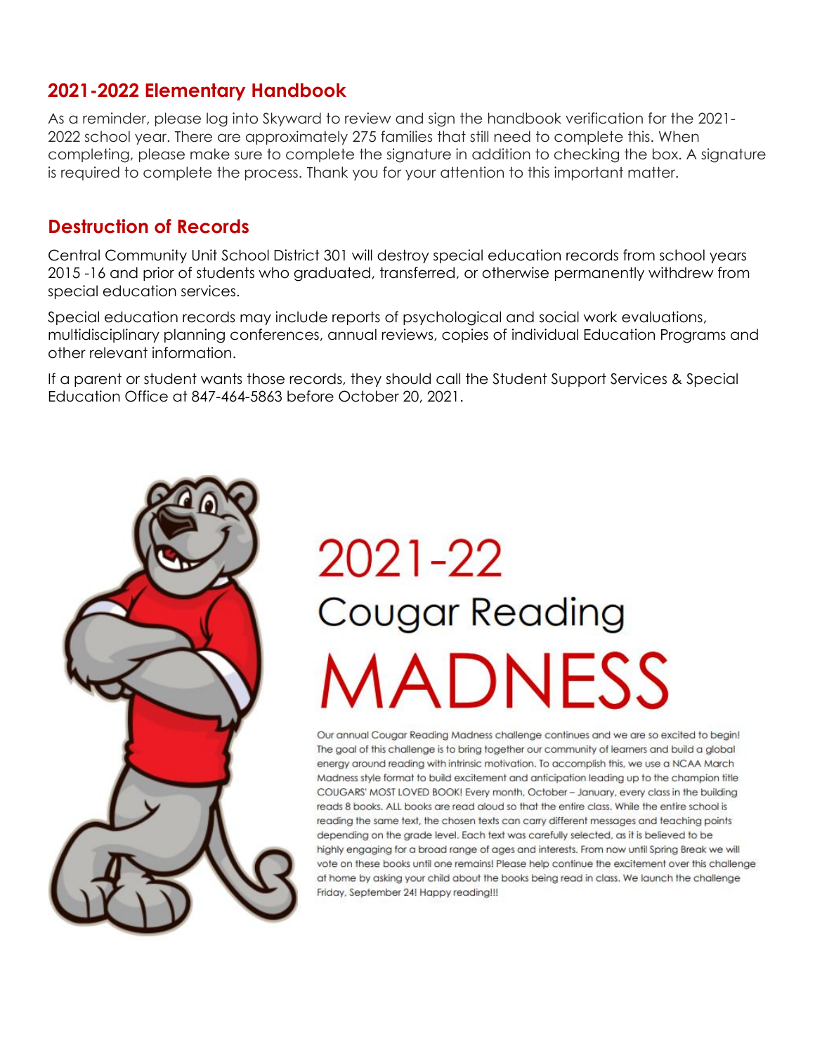## 2021-2022 Elementary Handbook

As a reminder, please log into Skyward to review and sign the handbook verification for the 2021-2022 school year. There are approximately 275 families that still need to complete this. When completing, please make sure to complete the signature in addition to checking the box. A signature is required to complete the process. Thank you for your attention to this important matter.

## Destruction of Records

Central Community Unit School District 301 will destroy special education records from school years 2015 -16 and prior of students who graduated, transferred, or otherwise permanently withdrew from special education services.

Special education records may include reports of psychological and social work evaluations, multidisciplinary planning conferences, annual reviews, copies of individual Education Programs and other relevant information.

If a parent or student wants those records, they should call the Student Support Services & Special Education Office at 847-464-5863 before October 20, 2021.

# 2021-22

## Cougar Reading

# MADNESS

Our annual Cougar Reading Madness challenge continues and we are so excited to begin! The goal of this challenge is to bring together our community of learners and build a global energy around reading with intrinsic motivation. To accomplish this, we use a NCAA March Madness style format to build excitement and anticipation leading up to the champion title COUGARS' MOST LOVED BOOK! Every month, October – January, every class in the building reads 8 books. ALL books are read aloud so that the entire class. While the entire school is reading the same text, the chosen texts can carry different messages and teaching points depending on the grade level. Each text was carefully selected, as it is believed to be highly engaging for a broad range of ages and interests. From now until Spring Break we will vote on these books until one remains! Please help continue the excitement over this challenge at home by asking your child about the books being read in class. We launch the challenge Friday, September 24! Happy reading!!!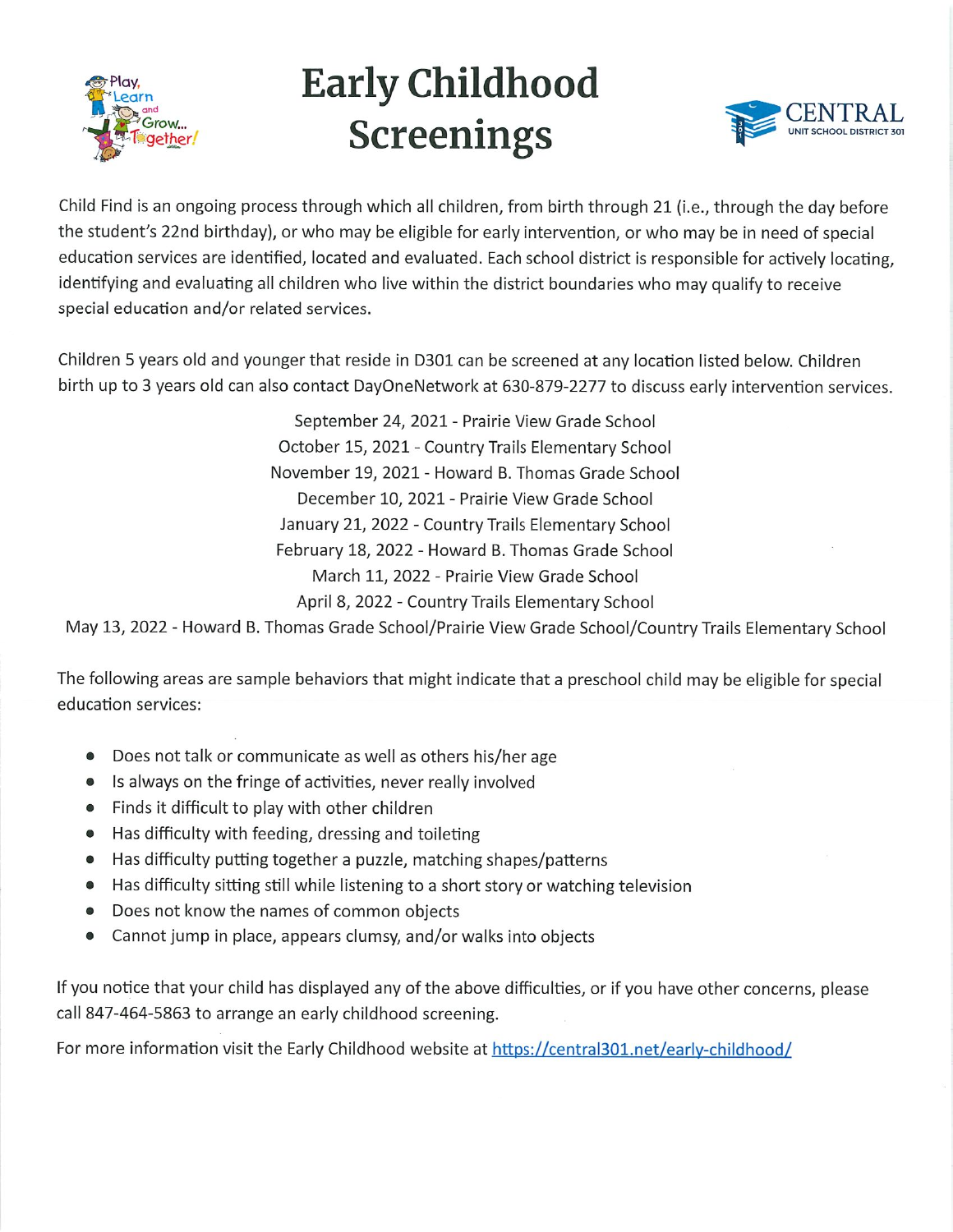# Early Childhood Screenings

Child Find is an ongoing process through which all children, from birth through 21 (i.e., through the day before the student's 22nd birthday), or who may be eligible for early intervention, or who may be in need of special education services are identified, located and evaluated. Each school district is responsible for actively locating, identifying and evaluating all children who live within the district boundaries who may qualify to receive special education and/or related services.

Children 5 years old and younger that reside in D301 can be screened at any location listed below. Children birth up to 3 years old can also contact DayOneNetwork at 630-879-2277 to discuss early intervention services.

September 24, 2021 - Prairie View Grade School
October 15, 2021 - Country Trails Elementary School
November 19, 2021 - Howard B. Thomas Grade School
December 10, 2021 - Prairie View Grade School
January 21, 2022 - Country Trails Elementary School
February 18, 2022 - Howard B. Thomas Grade School
March 11, 2022 - Prairie View Grade School
April 8, 2022 - Country Trails Elementary School
May 13, 2022 - Howard B. Thomas Grade School/Prairie View Grade School/Country Trails Elementary School

The following areas are sample behaviors that might indicate that a preschool child may be eligible for special education services:

- Does not talk or communicate as well as others his/her age
- Is always on the fringe of activities, never really involved
- Finds it difficult to play with other children
- Has difficulty with feeding, dressing and toileting
- Has difficulty putting together a puzzle, matching shapes/patterns
- Has difficulty sitting still while listening to a short story or watching television
- Does not know the names of common objects
- Cannot jump in place, appears clumsy, and/or walks into objects

If you notice that your child has displayed any of the above difficulties, or if you have other concerns, please call 847-464-5863 to arrange an early childhood screening.

For more information visit the Early Childhood website at https://central301.net/early-childhood/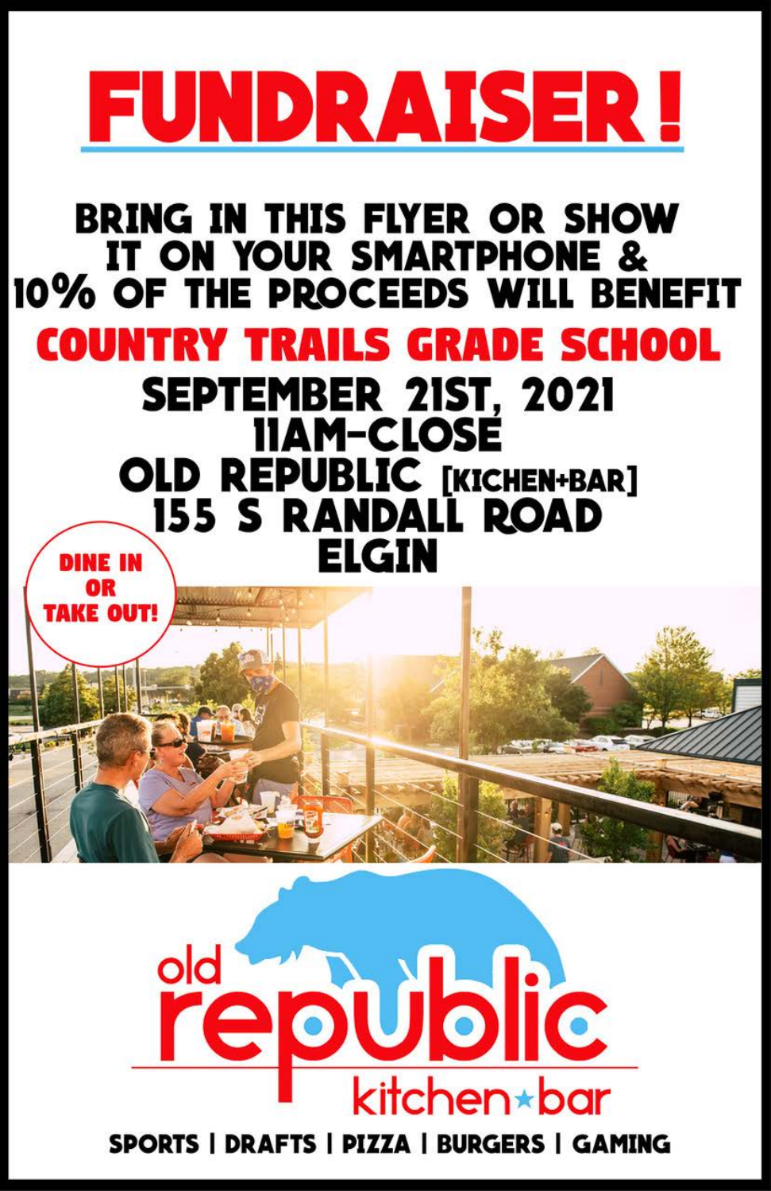# FUNDRAISER!

## BRING IN THIS FLYER OR SHOW IT ON YOUR SMARTPHONE & 10% OF THE PROCEEDS WILL BENEFIT

## COUNTRY TRAILS GRADE SCHOOL

## SEPTEMBER 21ST, 2021
## 11AM-CLOSE
## OLD REPUBLIC [KICHEN+BAR]
## 155 S RANDALL ROAD
## ELGIN

**DINE IN OR TAKE OUT!**

old republic
kitchen★bar

**SPORTS | DRAFTS | PIZZA | BURGERS | GAMING**